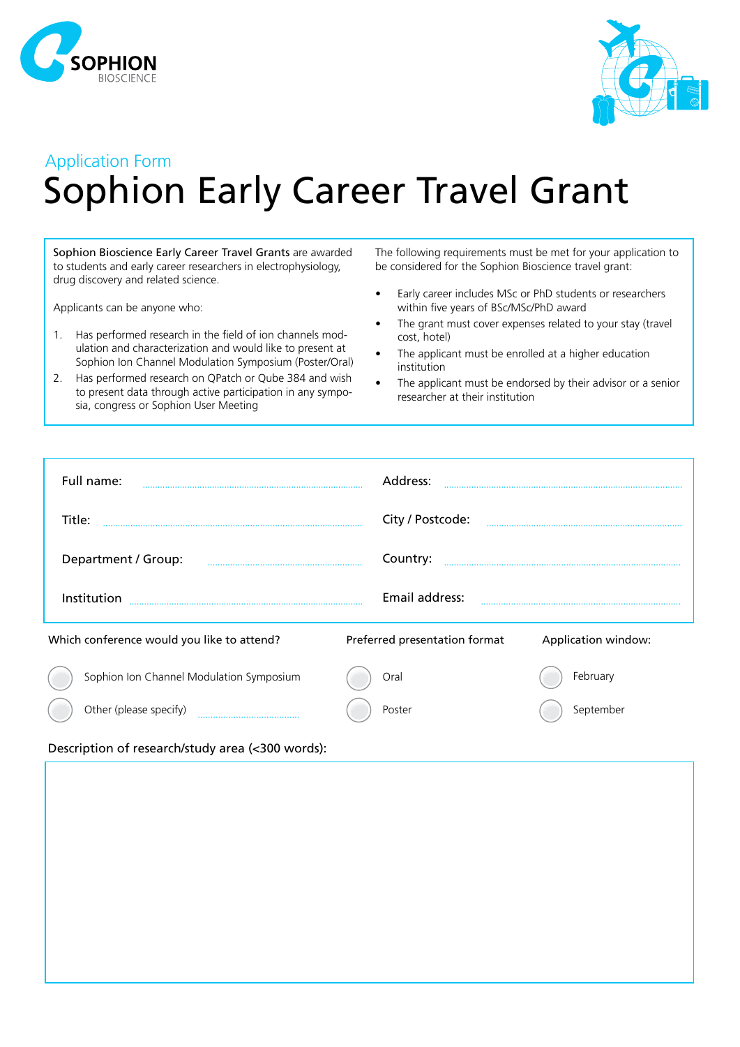Application Form

# Sophion Early Career Travel Grant

**Sophion Bioscience Early Career Travel Grants** are awarded to students and early career researchers in electrophysiology, drug discovery and related science.

Applicants can be anyone who:

1. Has performed research in the field of ion channels modulation and characterization and would like to present at Sophion Ion Channel Modulation Symposium (Poster/Oral)
2. Has performed research on QPatch or Qube 384 and wish to present data through active participation in any symposia, congress or Sophion User Meeting

The following requirements must be met for your application to be considered for the Sophion Bioscience travel grant:

- Early career includes MSc or PhD students or researchers within five years of BSc/MSc/PhD award
- The grant must cover expenses related to your stay (travel cost, hotel)
- The applicant must be enrolled at a higher education institution
- The applicant must be endorsed by their advisor or a senior researcher at their institution

Full name: ..................................................

Title: ..................................................

Department / Group: ..................................................

Institution ..................................................

Address: ..................................................

City / Postcode: ..................................................

Country: ..................................................

Email address: ..................................................

**Which conference would you like to attend?**

- ○ Sophion Ion Channel Modulation Symposium
- ○ Other (please specify) ..............................

**Preferred presentation format**

- ○ Oral
- ○ Poster

**Application window:**

- ○ February
- ○ September

**Description of research/study area (<300 words):**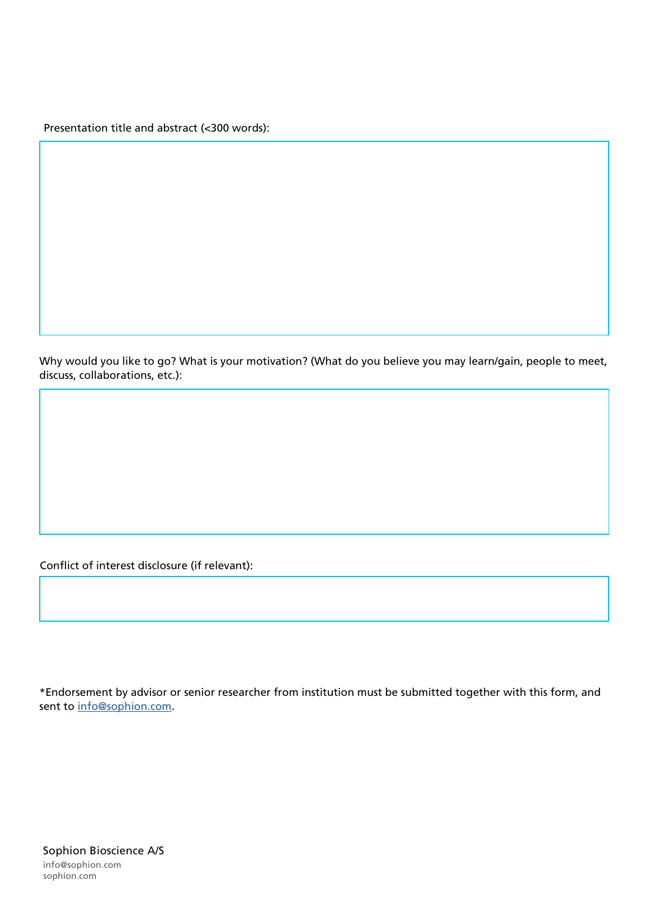Presentation title and abstract (<300 words):

Why would you like to go? What is your motivation? (What do you believe you may learn/gain, people to meet, discuss, collaborations, etc.):

Conflict of interest disclosure (if relevant):

*Endorsement by advisor or senior researcher from institution must be submitted together with this form, and sent to info@sophion.com.

Sophion Bioscience A/S
info@sophion.com
sophion.com